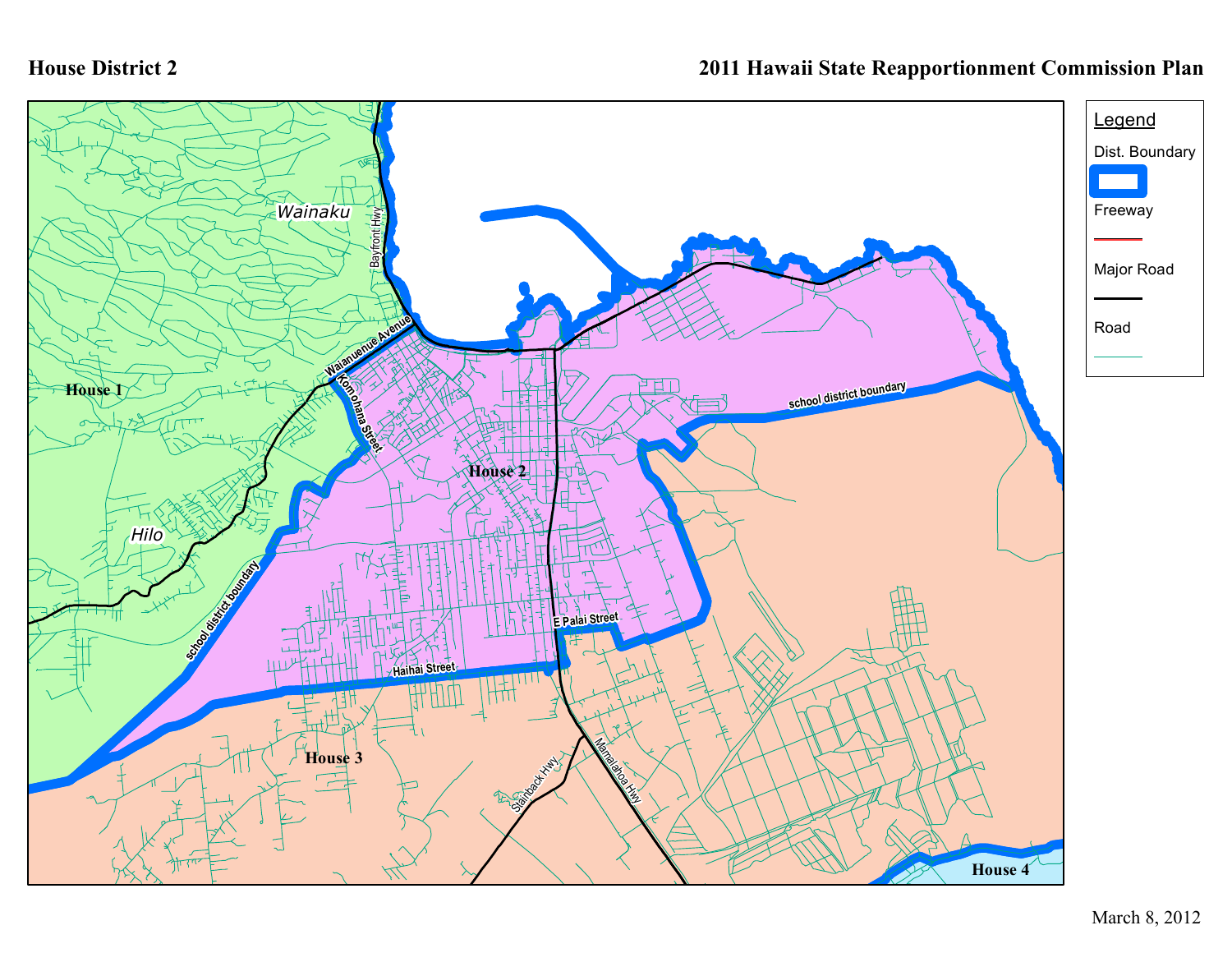# House District 2

## 2011 Hawaii State Reapportionment Commission Plan

**Legend**

- Dist. Boundary
- Freeway
- Major Road
- Road

Wainaku

Bayfront Hwy

Waianuenue Avenue

Komohana Street

House 1

Hilo

House 2

school district boundary

school district boundary

E Palai Street

Haihai Street

House 3

Stainback Hwy

Mamalahoa Hwy

House 4

March 8, 2012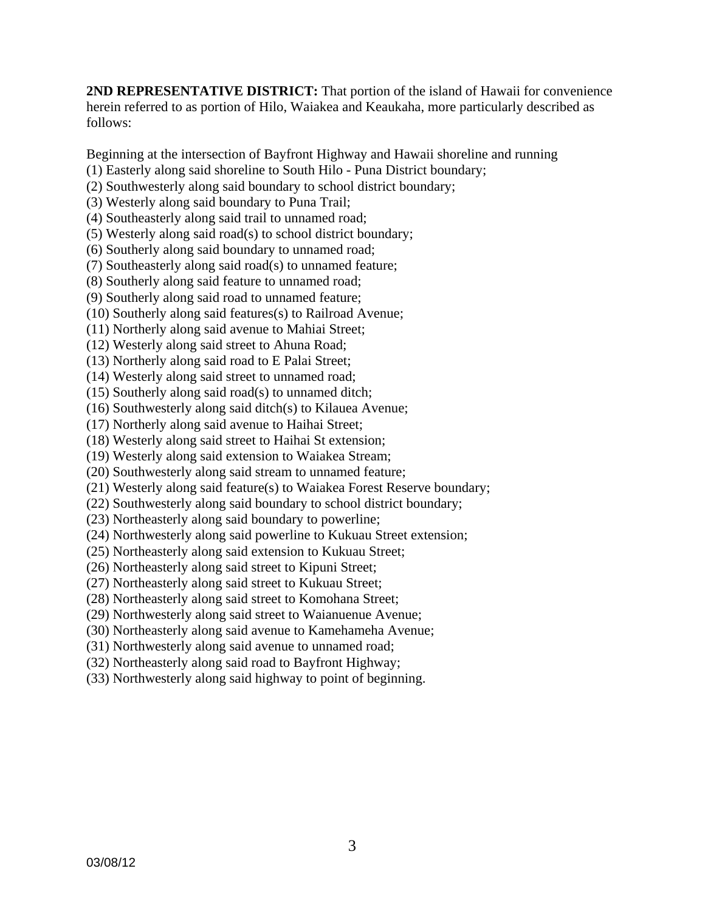**2ND REPRESENTATIVE DISTRICT:** That portion of the island of Hawaii for convenience herein referred to as portion of Hilo, Waiakea and Keaukaha, more particularly described as follows:

Beginning at the intersection of Bayfront Highway and Hawaii shoreline and running
(1) Easterly along said shoreline to South Hilo - Puna District boundary;
(2) Southwesterly along said boundary to school district boundary;
(3) Westerly along said boundary to Puna Trail;
(4) Southeasterly along said trail to unnamed road;
(5) Westerly along said road(s) to school district boundary;
(6) Southerly along said boundary to unnamed road;
(7) Southeasterly along said road(s) to unnamed feature;
(8) Southerly along said feature to unnamed road;
(9) Southerly along said road to unnamed feature;
(10) Southerly along said features(s) to Railroad Avenue;
(11) Northerly along said avenue to Mahiai Street;
(12) Westerly along said street to Ahuna Road;
(13) Northerly along said road to E Palai Street;
(14) Westerly along said street to unnamed road;
(15) Southerly along said road(s) to unnamed ditch;
(16) Southwesterly along said ditch(s) to Kilauea Avenue;
(17) Northerly along said avenue to Haihai Street;
(18) Westerly along said street to Haihai St extension;
(19) Westerly along said extension to Waiakea Stream;
(20) Southwesterly along said stream to unnamed feature;
(21) Westerly along said feature(s) to Waiakea Forest Reserve boundary;
(22) Southwesterly along said boundary to school district boundary;
(23) Northeasterly along said boundary to powerline;
(24) Northwesterly along said powerline to Kukuau Street extension;
(25) Northeasterly along said extension to Kukuau Street;
(26) Northeasterly along said street to Kipuni Street;
(27) Northeasterly along said street to Kukuau Street;
(28) Northeasterly along said street to Komohana Street;
(29) Northwesterly along said street to Waianuenue Avenue;
(30) Northeasterly along said avenue to Kamehameha Avenue;
(31) Northwesterly along said avenue to unnamed road;
(32) Northeasterly along said road to Bayfront Highway;
(33) Northwesterly along said highway to point of beginning.